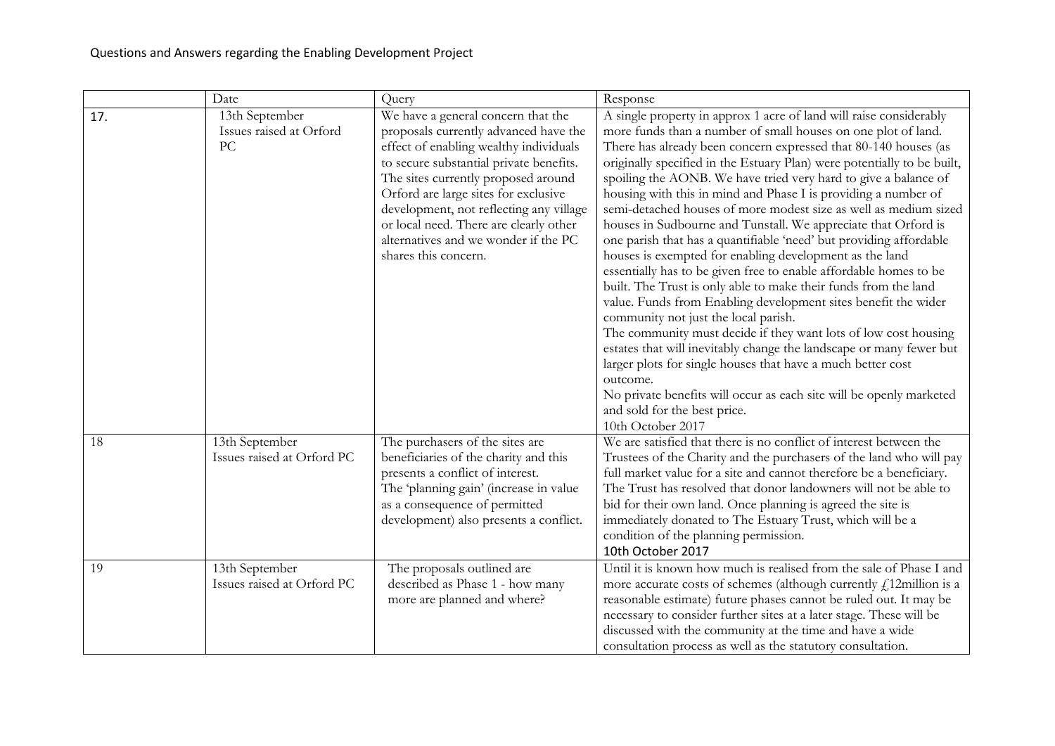# Questions and Answers regarding the Enabling Development Project

| | Date | Query | Response |
|---|---|---|---|
| 17. | 13th September Issues raised at Orford PC | We have a general concern that the proposals currently advanced have the effect of enabling wealthy individuals to secure substantial private benefits. The sites currently proposed around Orford are large sites for exclusive development, not reflecting any village or local need. There are clearly other alternatives and we wonder if the PC shares this concern. | A single property in approx 1 acre of land will raise considerably more funds than a number of small houses on one plot of land. There has already been concern expressed that 80-140 houses (as originally specified in the Estuary Plan) were potentially to be built, spoiling the AONB. We have tried very hard to give a balance of housing with this in mind and Phase I is providing a number of semi-detached houses of more modest size as well as medium sized houses in Sudbourne and Tunstall. We appreciate that Orford is one parish that has a quantifiable 'need' but providing affordable houses is exempted for enabling development as the land essentially has to be given free to enable affordable homes to be built. The Trust is only able to make their funds from the land value. Funds from Enabling development sites benefit the wider community not just the local parish.<br>The community must decide if they want lots of low cost housing estates that will inevitably change the landscape or many fewer but larger plots for single houses that have a much better cost outcome.<br>No private benefits will occur as each site will be openly marketed and sold for the best price.<br>10th October 2017 |
| 18 | 13th September Issues raised at Orford PC | The purchasers of the sites are beneficiaries of the charity and this presents a conflict of interest.<br>The 'planning gain' (increase in value as a consequence of permitted development) also presents a conflict. | We are satisfied that there is no conflict of interest between the Trustees of the Charity and the purchasers of the land who will pay full market value for a site and cannot therefore be a beneficiary. The Trust has resolved that donor landowners will not be able to bid for their own land. Once planning is agreed the site is immediately donated to The Estuary Trust, which will be a condition of the planning permission.<br>10th October 2017 |
| 19 | 13th September Issues raised at Orford PC | The proposals outlined are described as Phase 1 - how many more are planned and where? | Until it is known how much is realised from the sale of Phase I and more accurate costs of schemes (although currently £12million is a reasonable estimate) future phases cannot be ruled out. It may be necessary to consider further sites at a later stage. These will be discussed with the community at the time and have a wide consultation process as well as the statutory consultation. |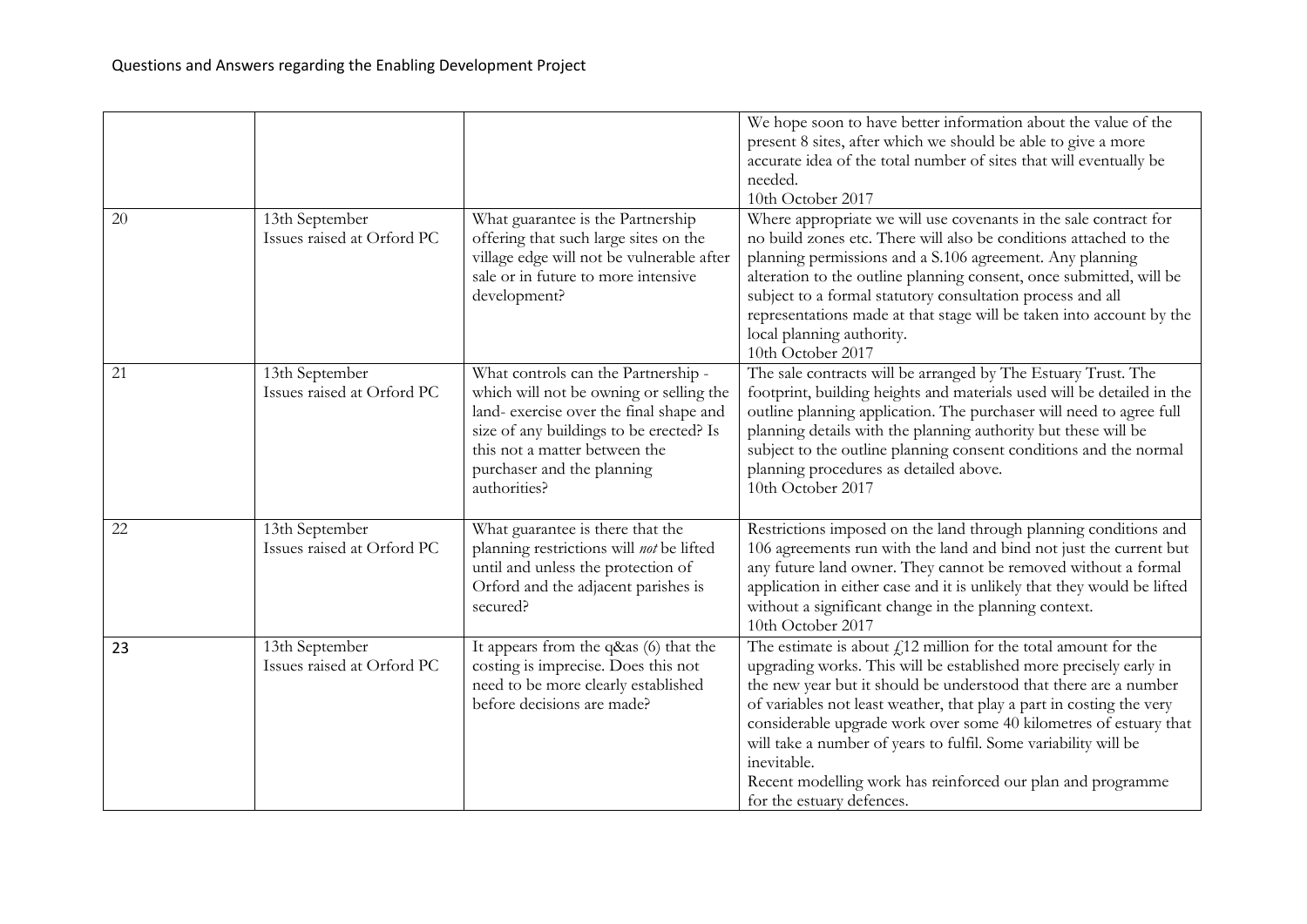Questions and Answers regarding the Enabling Development Project

| | | | |
|---|---|---|---|
| | | | We hope soon to have better information about the value of the present 8 sites, after which we should be able to give a more accurate idea of the total number of sites that will eventually be needed.<br>10th October 2017 |
| 20 | 13th September<br>Issues raised at Orford PC | What guarantee is the Partnership offering that such large sites on the village edge will not be vulnerable after sale or in future to more intensive development? | Where appropriate we will use covenants in the sale contract for no build zones etc. There will also be conditions attached to the planning permissions and a S.106 agreement. Any planning alteration to the outline planning consent, once submitted, will be subject to a formal statutory consultation process and all representations made at that stage will be taken into account by the local planning authority.<br>10th October 2017 |
| 21 | 13th September<br>Issues raised at Orford PC | What controls can the Partnership - which will not be owning or selling the land- exercise over the final shape and size of any buildings to be erected? Is this not a matter between the purchaser and the planning authorities? | The sale contracts will be arranged by The Estuary Trust. The footprint, building heights and materials used will be detailed in the outline planning application. The purchaser will need to agree full planning details with the planning authority but these will be subject to the outline planning consent conditions and the normal planning procedures as detailed above.<br>10th October 2017 |
| 22 | 13th September<br>Issues raised at Orford PC | What guarantee is there that the planning restrictions will *not* be lifted until and unless the protection of Orford and the adjacent parishes is secured? | Restrictions imposed on the land through planning conditions and 106 agreements run with the land and bind not just the current but any future land owner. They cannot be removed without a formal application in either case and it is unlikely that they would be lifted without a significant change in the planning context.<br>10th October 2017 |
| 23 | 13th September<br>Issues raised at Orford PC | It appears from the q&as (6) that the costing is imprecise. Does this not need to be more clearly established before decisions are made? | The estimate is about £12 million for the total amount for the upgrading works. This will be established more precisely early in the new year but it should be understood that there are a number of variables not least weather, that play a part in costing the very considerable upgrade work over some 40 kilometres of estuary that will take a number of years to fulfil. Some variability will be inevitable.<br>Recent modelling work has reinforced our plan and programme for the estuary defences. |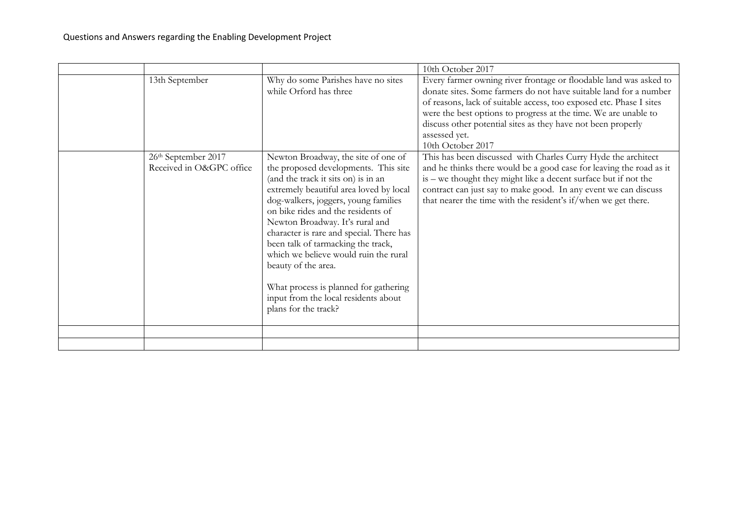Questions and Answers regarding the Enabling Development Project

| | | | |
|---|---|---|---|
| | | | 10th October 2017 |
| | 13th September | Why do some Parishes have no sites while Orford has three | Every farmer owning river frontage or floodable land was asked to donate sites. Some farmers do not have suitable land for a number of reasons, lack of suitable access, too exposed etc. Phase I sites were the best options to progress at the time. We are unable to discuss other potential sites as they have not been properly assessed yet.<br>10th October 2017 |
| | 26th September 2017<br>Received in O&GPC office | Newton Broadway, the site of one of the proposed developments. This site (and the track it sits on) is in an extremely beautiful area loved by local dog-walkers, joggers, young families on bike rides and the residents of Newton Broadway. It's rural and character is rare and special. There has been talk of tarmacking the track, which we believe would ruin the rural beauty of the area.<br><br>What process is planned for gathering input from the local residents about plans for the track? | This has been discussed with Charles Curry Hyde the architect and he thinks there would be a good case for leaving the road as it is – we thought they might like a decent surface but if not the contract can just say to make good. In any event we can discuss that nearer the time with the resident's if/when we get there. |
| | | | |
| | | | |